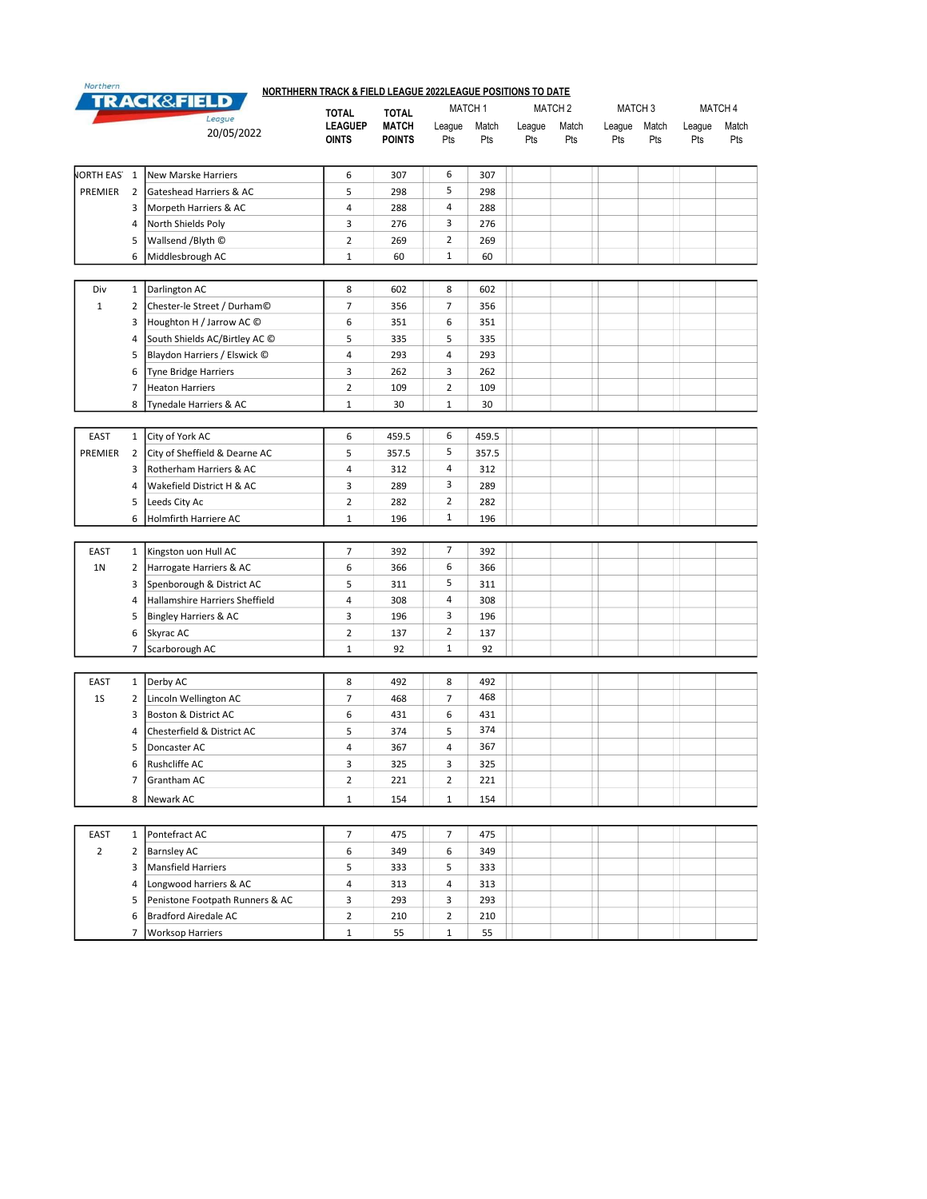Northern TRACK&FIELD League

20/05/2022

**NORTHHERN TRACK & FIELD LEAGUE 2022LEAGUE POSITIONS TO DATE**

| Division | Pos | Club | TOTAL LEAGUEP OINTS | TOTAL MATCH POINTS | MATCH 1 League Pts | MATCH 1 Match Pts | MATCH 2 League Pts | MATCH 2 Match Pts | MATCH 3 League Pts | MATCH 3 Match Pts | MATCH 4 League Pts | MATCH 4 Match Pts |
|---|---|---|---|---|---|---|---|---|---|---|---|---|
| NORTH EAST | 1 | New Marske Harriers | 6 | 307 | 6 | 307 | | | | | | |
| PREMIER | 2 | Gateshead Harriers & AC | 5 | 298 | 5 | 298 | | | | | | |
| | 3 | Morpeth Harriers & AC | 4 | 288 | 4 | 288 | | | | | | |
| | 4 | North Shields Poly | 3 | 276 | 3 | 276 | | | | | | |
| | 5 | Wallsend /Blyth © | 2 | 269 | 2 | 269 | | | | | | |
| | 6 | Middlesbrough AC | 1 | 60 | 1 | 60 | | | | | | |
| Div | 1 | Darlington AC | 8 | 602 | 8 | 602 | | | | | | |
| 1 | 2 | Chester-le Street / Durham© | 7 | 356 | 7 | 356 | | | | | | |
| | 3 | Houghton H / Jarrow AC © | 6 | 351 | 6 | 351 | | | | | | |
| | 4 | South Shields AC/Birtley AC © | 5 | 335 | 5 | 335 | | | | | | |
| | 5 | Blaydon Harriers / Elswick © | 4 | 293 | 4 | 293 | | | | | | |
| | 6 | Tyne Bridge Harriers | 3 | 262 | 3 | 262 | | | | | | |
| | 7 | Heaton Harriers | 2 | 109 | 2 | 109 | | | | | | |
| | 8 | Tynedale Harriers & AC | 1 | 30 | 1 | 30 | | | | | | |
| EAST | 1 | City of York AC | 6 | 459.5 | 6 | 459.5 | | | | | | |
| PREMIER | 2 | City of Sheffield & Dearne AC | 5 | 357.5 | 5 | 357.5 | | | | | | |
| | 3 | Rotherham Harriers & AC | 4 | 312 | 4 | 312 | | | | | | |
| | 4 | Wakefield District H & AC | 3 | 289 | 3 | 289 | | | | | | |
| | 5 | Leeds City Ac | 2 | 282 | 2 | 282 | | | | | | |
| | 6 | Holmfirth Harriere AC | 1 | 196 | 1 | 196 | | | | | | |
| EAST | 1 | Kingston uon Hull AC | 7 | 392 | 7 | 392 | | | | | | |
| 1N | 2 | Harrogate Harriers & AC | 6 | 366 | 6 | 366 | | | | | | |
| | 3 | Spenborough & District AC | 5 | 311 | 5 | 311 | | | | | | |
| | 4 | Hallamshire Harriers Sheffield | 4 | 308 | 4 | 308 | | | | | | |
| | 5 | Bingley Harriers & AC | 3 | 196 | 3 | 196 | | | | | | |
| | 6 | Skyrac AC | 2 | 137 | 2 | 137 | | | | | | |
| | 7 | Scarborough AC | 1 | 92 | 1 | 92 | | | | | | |
| EAST | 1 | Derby AC | 8 | 492 | 8 | 492 | | | | | | |
| 1S | 2 | Lincoln Wellington AC | 7 | 468 | 7 | 468 | | | | | | |
| | 3 | Boston & District AC | 6 | 431 | 6 | 431 | | | | | | |
| | 4 | Chesterfield & District AC | 5 | 374 | 5 | 374 | | | | | | |
| | 5 | Doncaster AC | 4 | 367 | 4 | 367 | | | | | | |
| | 6 | Rushcliffe AC | 3 | 325 | 3 | 325 | | | | | | |
| | 7 | Grantham AC | 2 | 221 | 2 | 221 | | | | | | |
| | 8 | Newark AC | 1 | 154 | 1 | 154 | | | | | | |
| EAST | 1 | Pontefract AC | 7 | 475 | 7 | 475 | | | | | | |
| 2 | 2 | Barnsley AC | 6 | 349 | 6 | 349 | | | | | | |
| | 3 | Mansfield Harriers | 5 | 333 | 5 | 333 | | | | | | |
| | 4 | Longwood harriers & AC | 4 | 313 | 4 | 313 | | | | | | |
| | 5 | Penistone Footpath Runners & AC | 3 | 293 | 3 | 293 | | | | | | |
| | 6 | Bradford Airedale AC | 2 | 210 | 2 | 210 | | | | | | |
| | 7 | Worksop Harriers | 1 | 55 | 1 | 55 | | | | | | |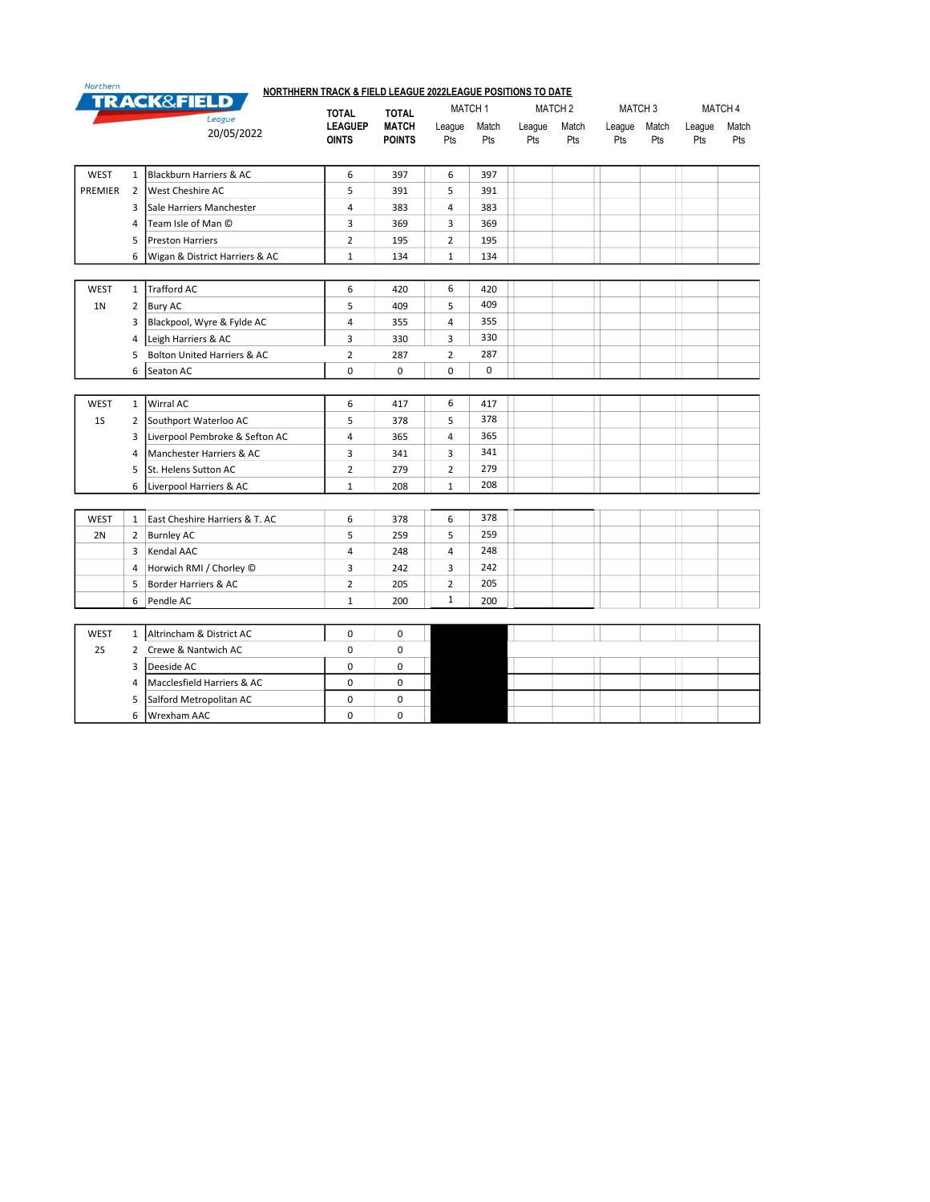Northern TRACK&FIELD League

20/05/2022

**NORTHHERN TRACK & FIELD LEAGUE 2022LEAGUE POSITIONS TO DATE**

| | | | TOTAL LEAGUEP OINTS | TOTAL MATCH POINTS | MATCH 1 League Pts | MATCH 1 Match Pts | MATCH 2 League Pts | MATCH 2 Match Pts | MATCH 3 League Pts | MATCH 3 Match Pts | MATCH 4 League Pts | MATCH 4 Match Pts |
|---|---|---|---|---|---|---|---|---|---|---|---|---|
| WEST PREMIER | 1 | Blackburn Harriers & AC | 6 | 397 | 6 | 397 | | | | | | |
| | 2 | West Cheshire AC | 5 | 391 | 5 | 391 | | | | | | |
| | 3 | Sale Harriers Manchester | 4 | 383 | 4 | 383 | | | | | | |
| | 4 | Team Isle of Man © | 3 | 369 | 3 | 369 | | | | | | |
| | 5 | Preston Harriers | 2 | 195 | 2 | 195 | | | | | | |
| | 6 | Wigan & District Harriers & AC | 1 | 134 | 1 | 134 | | | | | | |
| WEST 1N | 1 | Trafford AC | 6 | 420 | 6 | 420 | | | | | | |
| | 2 | Bury AC | 5 | 409 | 5 | 409 | | | | | | |
| | 3 | Blackpool, Wyre & Fylde AC | 4 | 355 | 4 | 355 | | | | | | |
| | 4 | Leigh Harriers & AC | 3 | 330 | 3 | 330 | | | | | | |
| | 5 | Bolton United Harriers & AC | 2 | 287 | 2 | 287 | | | | | | |
| | 6 | Seaton AC | 0 | 0 | 0 | 0 | | | | | | |
| WEST 1S | 1 | Wirral AC | 6 | 417 | 6 | 417 | | | | | | |
| | 2 | Southport Waterloo AC | 5 | 378 | 5 | 378 | | | | | | |
| | 3 | Liverpool Pembroke & Sefton AC | 4 | 365 | 4 | 365 | | | | | | |
| | 4 | Manchester Harriers & AC | 3 | 341 | 3 | 341 | | | | | | |
| | 5 | St. Helens Sutton AC | 2 | 279 | 2 | 279 | | | | | | |
| | 6 | Liverpool Harriers & AC | 1 | 208 | 1 | 208 | | | | | | |
| WEST 2N | 1 | East Cheshire Harriers & T. AC | 6 | 378 | 6 | 378 | | | | | | |
| | 2 | Burnley AC | 5 | 259 | 5 | 259 | | | | | | |
| | 3 | Kendal AAC | 4 | 248 | 4 | 248 | | | | | | |
| | 4 | Horwich RMI / Chorley © | 3 | 242 | 3 | 242 | | | | | | |
| | 5 | Border Harriers & AC | 2 | 205 | 2 | 205 | | | | | | |
| | 6 | Pendle AC | 1 | 200 | 1 | 200 | | | | | | |
| WEST 2S | 1 | Altrincham & District AC | 0 | 0 | | | | | | | | |
| | 2 | Crewe & Nantwich AC | 0 | 0 | | | | | | | | |
| | 3 | Deeside AC | 0 | 0 | | | | | | | | |
| | 4 | Macclesfield Harriers & AC | 0 | 0 | | | | | | | | |
| | 5 | Salford Metropolitan AC | 0 | 0 | | | | | | | | |
| | 6 | Wrexham AAC | 0 | 0 | | | | | | | | |